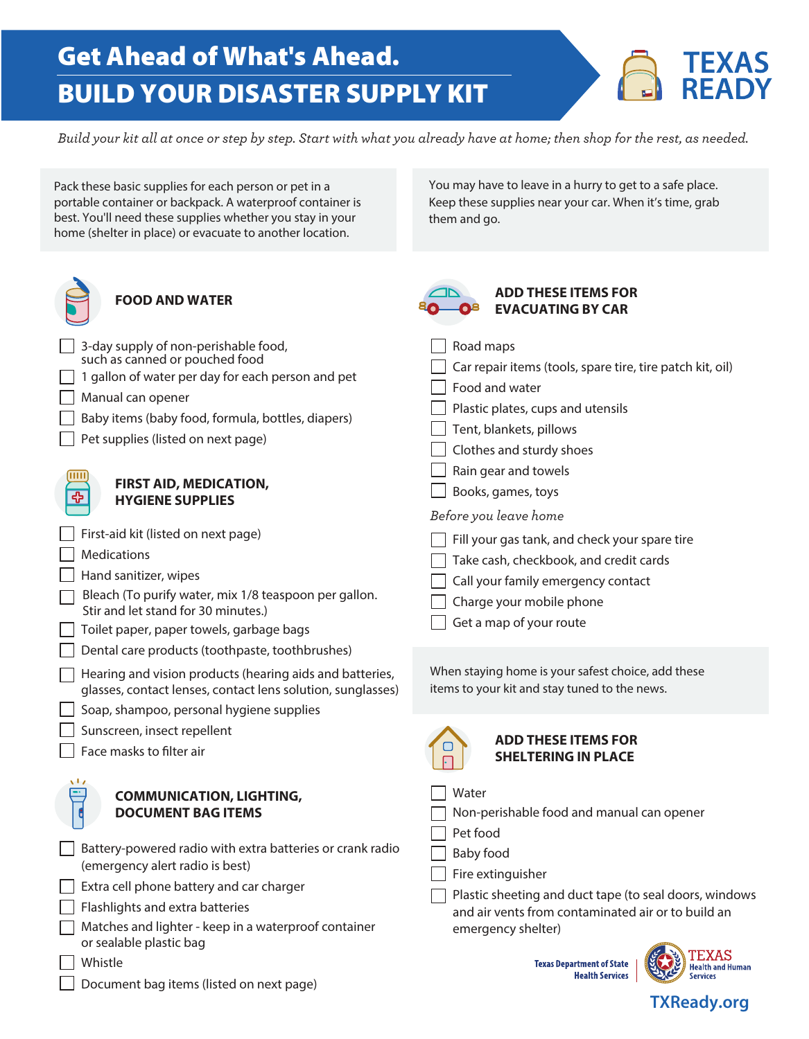# Get Ahead of What's Ahead.

# BUILD YOUR DISASTER SUPPLY KIT

TEXAS READY

*Build your kit all at once or step by step. Start with what you already have at home; then shop for the rest, as needed.*

Pack these basic supplies for each person or pet in a portable container or backpack. A waterproof container is best. You'll need these supplies whether you stay in your home (shelter in place) or evacuate to another location.

## FOOD AND WATER

- [ ] 3-day supply of non-perishable food, such as canned or pouched food
- [ ] 1 gallon of water per day for each person and pet
- [ ] Manual can opener
- [ ] Baby items (baby food, formula, bottles, diapers)
- [ ] Pet supplies (listed on next page)

## FIRST AID, MEDICATION, HYGIENE SUPPLIES

- [ ] First-aid kit (listed on next page)
- [ ] Medications
- [ ] Hand sanitizer, wipes
- [ ] Bleach (To purify water, mix 1/8 teaspoon per gallon. Stir and let stand for 30 minutes.)
- [ ] Toilet paper, paper towels, garbage bags
- [ ] Dental care products (toothpaste, toothbrushes)
- [ ] Hearing and vision products (hearing aids and batteries, glasses, contact lenses, contact lens solution, sunglasses)
- [ ] Soap, shampoo, personal hygiene supplies
- [ ] Sunscreen, insect repellent
- [ ] Face masks to filter air

## COMMUNICATION, LIGHTING, DOCUMENT BAG ITEMS

- [ ] Battery-powered radio with extra batteries or crank radio (emergency alert radio is best)
- [ ] Extra cell phone battery and car charger
- [ ] Flashlights and extra batteries
- [ ] Matches and lighter - keep in a waterproof container or sealable plastic bag
- [ ] Whistle
- [ ] Document bag items (listed on next page)

You may have to leave in a hurry to get to a safe place. Keep these supplies near your car. When it's time, grab them and go.

## ADD THESE ITEMS FOR EVACUATING BY CAR

- [ ] Road maps
- [ ] Car repair items (tools, spare tire, tire patch kit, oil)
- [ ] Food and water
- [ ] Plastic plates, cups and utensils
- [ ] Tent, blankets, pillows
- [ ] Clothes and sturdy shoes
- [ ] Rain gear and towels
- [ ] Books, games, toys

*Before you leave home*

- [ ] Fill your gas tank, and check your spare tire
- [ ] Take cash, checkbook, and credit cards
- [ ] Call your family emergency contact
- [ ] Charge your mobile phone
- [ ] Get a map of your route

When staying home is your safest choice, add these items to your kit and stay tuned to the news.

## ADD THESE ITEMS FOR SHELTERING IN PLACE

- [ ] Water
- [ ] Non-perishable food and manual can opener
- [ ] Pet food
- [ ] Baby food
- [ ] Fire extinguisher
- [ ] Plastic sheeting and duct tape (to seal doors, windows and air vents from contaminated air or to build an emergency shelter)

Texas Department of State Health Services | TEXAS Health and Human Services

TXReady.org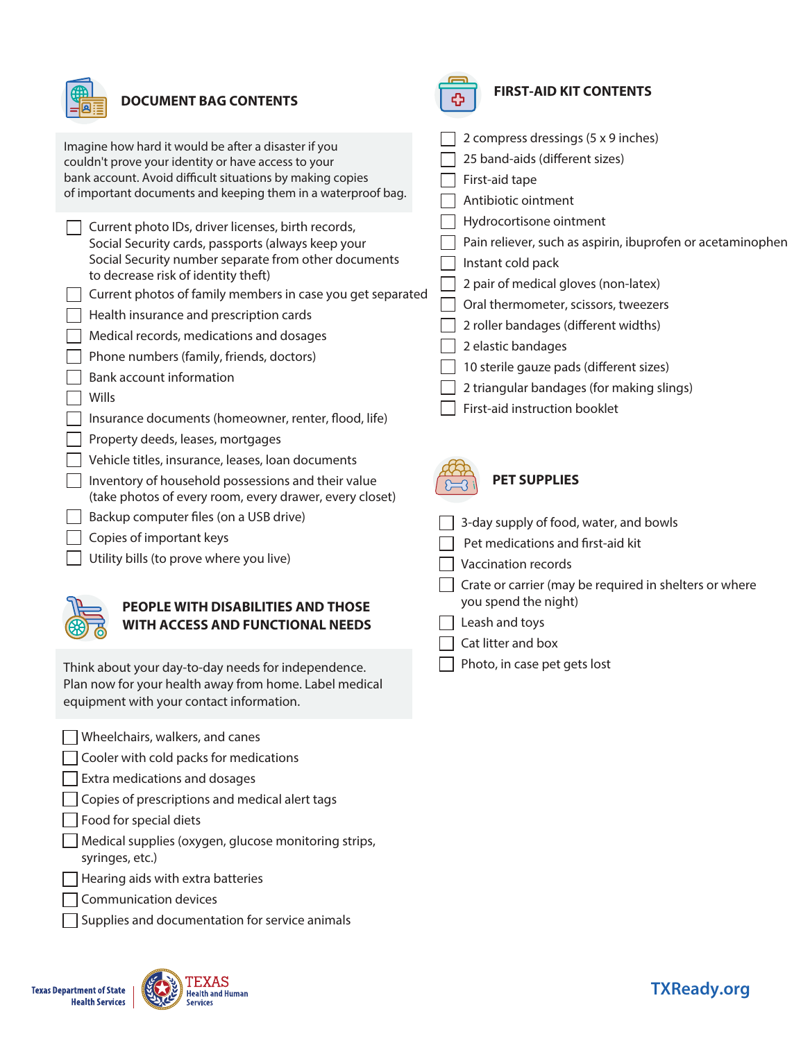## DOCUMENT BAG CONTENTS

Imagine how hard it would be after a disaster if you couldn't prove your identity or have access to your bank account. Avoid difficult situations by making copies of important documents and keeping them in a waterproof bag.

- [ ] Current photo IDs, driver licenses, birth records, Social Security cards, passports (always keep your Social Security number separate from other documents to decrease risk of identity theft)
- [ ] Current photos of family members in case you get separated
- [ ] Health insurance and prescription cards
- [ ] Medical records, medications and dosages
- [ ] Phone numbers (family, friends, doctors)
- [ ] Bank account information
- [ ] Wills
- [ ] Insurance documents (homeowner, renter, flood, life)
- [ ] Property deeds, leases, mortgages
- [ ] Vehicle titles, insurance, leases, loan documents
- [ ] Inventory of household possessions and their value (take photos of every room, every drawer, every closet)
- [ ] Backup computer files (on a USB drive)
- [ ] Copies of important keys
- [ ] Utility bills (to prove where you live)

## PEOPLE WITH DISABILITIES AND THOSE WITH ACCESS AND FUNCTIONAL NEEDS

Think about your day-to-day needs for independence. Plan now for your health away from home. Label medical equipment with your contact information.

- [ ] Wheelchairs, walkers, and canes
- [ ] Cooler with cold packs for medications
- [ ] Extra medications and dosages
- [ ] Copies of prescriptions and medical alert tags
- [ ] Food for special diets
- [ ] Medical supplies (oxygen, glucose monitoring strips, syringes, etc.)
- [ ] Hearing aids with extra batteries
- [ ] Communication devices
- [ ] Supplies and documentation for service animals

## FIRST-AID KIT CONTENTS

- [ ] 2 compress dressings (5 x 9 inches)
- [ ] 25 band-aids (different sizes)
- [ ] First-aid tape
- [ ] Antibiotic ointment
- [ ] Hydrocortisone ointment
- [ ] Pain reliever, such as aspirin, ibuprofen or acetaminophen
- [ ] Instant cold pack
- [ ] 2 pair of medical gloves (non-latex)
- [ ] Oral thermometer, scissors, tweezers
- [ ] 2 roller bandages (different widths)
- [ ] 2 elastic bandages
- [ ] 10 sterile gauze pads (different sizes)
- [ ] 2 triangular bandages (for making slings)
- [ ] First-aid instruction booklet

## PET SUPPLIES

- [ ] 3-day supply of food, water, and bowls
- [ ] Pet medications and first-aid kit
- [ ] Vaccination records
- [ ] Crate or carrier (may be required in shelters or where you spend the night)
- [ ] Leash and toys
- [ ] Cat litter and box
- [ ] Photo, in case pet gets lost

Texas Department of State Health Services | TEXAS Health and Human Services

TXReady.org